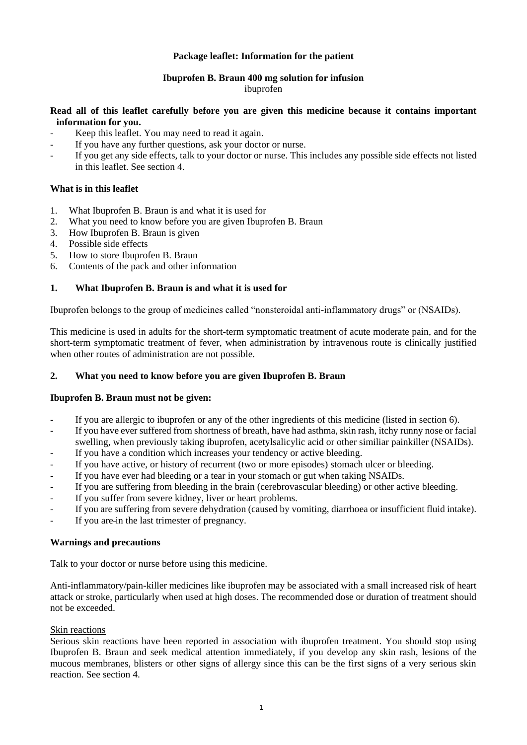**Package leaflet: Information for the patient**

**Ibuprofen B. Braun 400 mg solution for infusion**
ibuprofen

**Read all of this leaflet carefully before you are given this medicine because it contains important information for you.**

- Keep this leaflet. You may need to read it again.
- If you have any further questions, ask your doctor or nurse.
- If you get any side effects, talk to your doctor or nurse. This includes any possible side effects not listed in this leaflet. See section 4.

**What is in this leaflet**

1. What Ibuprofen B. Braun is and what it is used for
2. What you need to know before you are given Ibuprofen B. Braun
3. How Ibuprofen B. Braun is given
4. Possible side effects
5. How to store Ibuprofen B. Braun
6. Contents of the pack and other information

## 1. What Ibuprofen B. Braun is and what it is used for

Ibuprofen belongs to the group of medicines called "nonsteroidal anti-inflammatory drugs" or (NSAIDs).

This medicine is used in adults for the short-term symptomatic treatment of acute moderate pain, and for the short-term symptomatic treatment of fever, when administration by intravenous route is clinically justified when other routes of administration are not possible.

## 2. What you need to know before you are given Ibuprofen B. Braun

**Ibuprofen B. Braun must not be given:**

- If you are allergic to ibuprofen or any of the other ingredients of this medicine (listed in section 6).
- If you have ever suffered from shortness of breath, have had asthma, skin rash, itchy runny nose or facial swelling, when previously taking ibuprofen, acetylsalicylic acid or other similiar painkiller (NSAIDs).
- If you have a condition which increases your tendency or active bleeding.
- If you have active, or history of recurrent (two or more episodes) stomach ulcer or bleeding.
- If you have ever had bleeding or a tear in your stomach or gut when taking NSAIDs.
- If you are suffering from bleeding in the brain (cerebrovascular bleeding) or other active bleeding.
- If you suffer from severe kidney, liver or heart problems.
- If you are suffering from severe dehydration (caused by vomiting, diarrhoea or insufficient fluid intake).
- If you are in the last trimester of pregnancy.

**Warnings and precautions**

Talk to your doctor or nurse before using this medicine.

Anti-inflammatory/pain-killer medicines like ibuprofen may be associated with a small increased risk of heart attack or stroke, particularly when used at high doses. The recommended dose or duration of treatment should not be exceeded.

Skin reactions

Serious skin reactions have been reported in association with ibuprofen treatment. You should stop using Ibuprofen B. Braun and seek medical attention immediately, if you develop any skin rash, lesions of the mucous membranes, blisters or other signs of allergy since this can be the first signs of a very serious skin reaction. See section 4.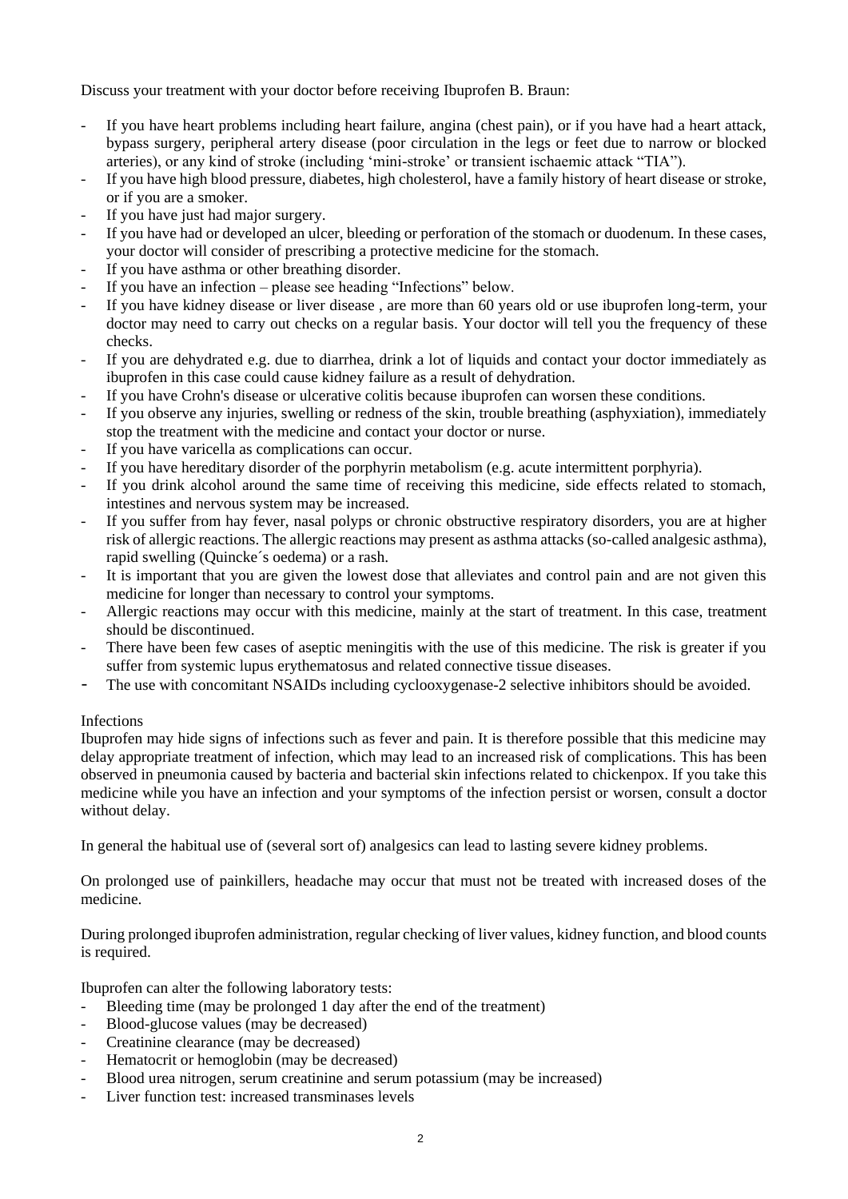Discuss your treatment with your doctor before receiving Ibuprofen B. Braun:

- If you have heart problems including heart failure, angina (chest pain), or if you have had a heart attack, bypass surgery, peripheral artery disease (poor circulation in the legs or feet due to narrow or blocked arteries), or any kind of stroke (including 'mini-stroke' or transient ischaemic attack "TIA").
- If you have high blood pressure, diabetes, high cholesterol, have a family history of heart disease or stroke, or if you are a smoker.
- If you have just had major surgery.
- If you have had or developed an ulcer, bleeding or perforation of the stomach or duodenum. In these cases, your doctor will consider of prescribing a protective medicine for the stomach.
- If you have asthma or other breathing disorder.
- If you have an infection – please see heading "Infections" below.
- If you have kidney disease or liver disease , are more than 60 years old or use ibuprofen long-term, your doctor may need to carry out checks on a regular basis. Your doctor will tell you the frequency of these checks.
- If you are dehydrated e.g. due to diarrhea, drink a lot of liquids and contact your doctor immediately as ibuprofen in this case could cause kidney failure as a result of dehydration.
- If you have Crohn's disease or ulcerative colitis because ibuprofen can worsen these conditions.
- If you observe any injuries, swelling or redness of the skin, trouble breathing (asphyxiation), immediately stop the treatment with the medicine and contact your doctor or nurse.
- If you have varicella as complications can occur.
- If you have hereditary disorder of the porphyrin metabolism (e.g. acute intermittent porphyria).
- If you drink alcohol around the same time of receiving this medicine, side effects related to stomach, intestines and nervous system may be increased.
- If you suffer from hay fever, nasal polyps or chronic obstructive respiratory disorders, you are at higher risk of allergic reactions. The allergic reactions may present as asthma attacks (so-called analgesic asthma), rapid swelling (Quincke´s oedema) or a rash.
- It is important that you are given the lowest dose that alleviates and control pain and are not given this medicine for longer than necessary to control your symptoms.
- Allergic reactions may occur with this medicine, mainly at the start of treatment. In this case, treatment should be discontinued.
- There have been few cases of aseptic meningitis with the use of this medicine. The risk is greater if you suffer from systemic lupus erythematosus and related connective tissue diseases.
- The use with concomitant NSAIDs including cyclooxygenase-2 selective inhibitors should be avoided.

Infections

Ibuprofen may hide signs of infections such as fever and pain. It is therefore possible that this medicine may delay appropriate treatment of infection, which may lead to an increased risk of complications. This has been observed in pneumonia caused by bacteria and bacterial skin infections related to chickenpox. If you take this medicine while you have an infection and your symptoms of the infection persist or worsen, consult a doctor without delay.

In general the habitual use of (several sort of) analgesics can lead to lasting severe kidney problems.

On prolonged use of painkillers, headache may occur that must not be treated with increased doses of the medicine.

During prolonged ibuprofen administration, regular checking of liver values, kidney function, and blood counts is required.

Ibuprofen can alter the following laboratory tests:

- Bleeding time (may be prolonged 1 day after the end of the treatment)
- Blood-glucose values (may be decreased)
- Creatinine clearance (may be decreased)
- Hematocrit or hemoglobin (may be decreased)
- Blood urea nitrogen, serum creatinine and serum potassium (may be increased)
- Liver function test: increased transminases levels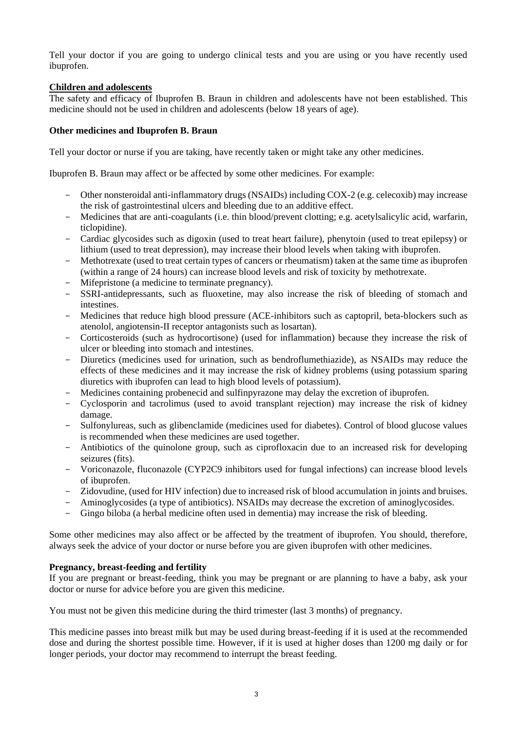Tell your doctor if you are going to undergo clinical tests and you are using or you have recently used ibuprofen.

**Children and adolescents**

The safety and efficacy of Ibuprofen B. Braun in children and adolescents have not been established. This medicine should not be used in children and adolescents (below 18 years of age).

**Other medicines and Ibuprofen B. Braun**

Tell your doctor or nurse if you are taking, have recently taken or might take any other medicines.

Ibuprofen B. Braun may affect or be affected by some other medicines. For example:

- Other nonsteroidal anti-inflammatory drugs (NSAIDs) including COX-2 (e.g. celecoxib) may increase the risk of gastrointestinal ulcers and bleeding due to an additive effect.
- Medicines that are anti-coagulants (i.e. thin blood/prevent clotting; e.g. acetylsalicylic acid, warfarin, ticlopidine).
- Cardiac glycosides such as digoxin (used to treat heart failure), phenytoin (used to treat epilepsy) or lithium (used to treat depression), may increase their blood levels when taking with ibuprofen.
- Methotrexate (used to treat certain types of cancers or rheumatism) taken at the same time as ibuprofen (within a range of 24 hours) can increase blood levels and risk of toxicity by methotrexate.
- Mifepristone (a medicine to terminate pregnancy).
- SSRI-antidepressants, such as fluoxetine, may also increase the risk of bleeding of stomach and intestines.
- Medicines that reduce high blood pressure (ACE-inhibitors such as captopril, beta-blockers such as atenolol, angiotensin-II receptor antagonists such as losartan).
- Corticosteroids (such as hydrocortisone) (used for inflammation) because they increase the risk of ulcer or bleeding into stomach and intestines.
- Diuretics (medicines used for urination, such as bendroflumethiazide), as NSAIDs may reduce the effects of these medicines and it may increase the risk of kidney problems (using potassium sparing diuretics with ibuprofen can lead to high blood levels of potassium).
- Medicines containing probenecid and sulfinpyrazone may delay the excretion of ibuprofen.
- Cyclosporin and tacrolimus (used to avoid transplant rejection) may increase the risk of kidney damage.
- Sulfonylureas, such as glibenclamide (medicines used for diabetes). Control of blood glucose values is recommended when these medicines are used together.
- Antibiotics of the quinolone group, such as ciprofloxacin due to an increased risk for developing seizures (fits).
- Voriconazole, fluconazole (CYP2C9 inhibitors used for fungal infections) can increase blood levels of ibuprofen.
- Zidovudine, (used for HIV infection) due to increased risk of blood accumulation in joints and bruises.
- Aminoglycosides (a type of antibiotics). NSAIDs may decrease the excretion of aminoglycosides.
- Gingo biloba (a herbal medicine often used in dementia) may increase the risk of bleeding.

Some other medicines may also affect or be affected by the treatment of ibuprofen. You should, therefore, always seek the advice of your doctor or nurse before you are given ibuprofen with other medicines.

**Pregnancy, breast-feeding and fertility**

If you are pregnant or breast-feeding, think you may be pregnant or are planning to have a baby, ask your doctor or nurse for advice before you are given this medicine.

You must not be given this medicine during the third trimester (last 3 months) of pregnancy.

This medicine passes into breast milk but may be used during breast-feeding if it is used at the recommended dose and during the shortest possible time. However, if it is used at higher doses than 1200 mg daily or for longer periods, your doctor may recommend to interrupt the breast feeding.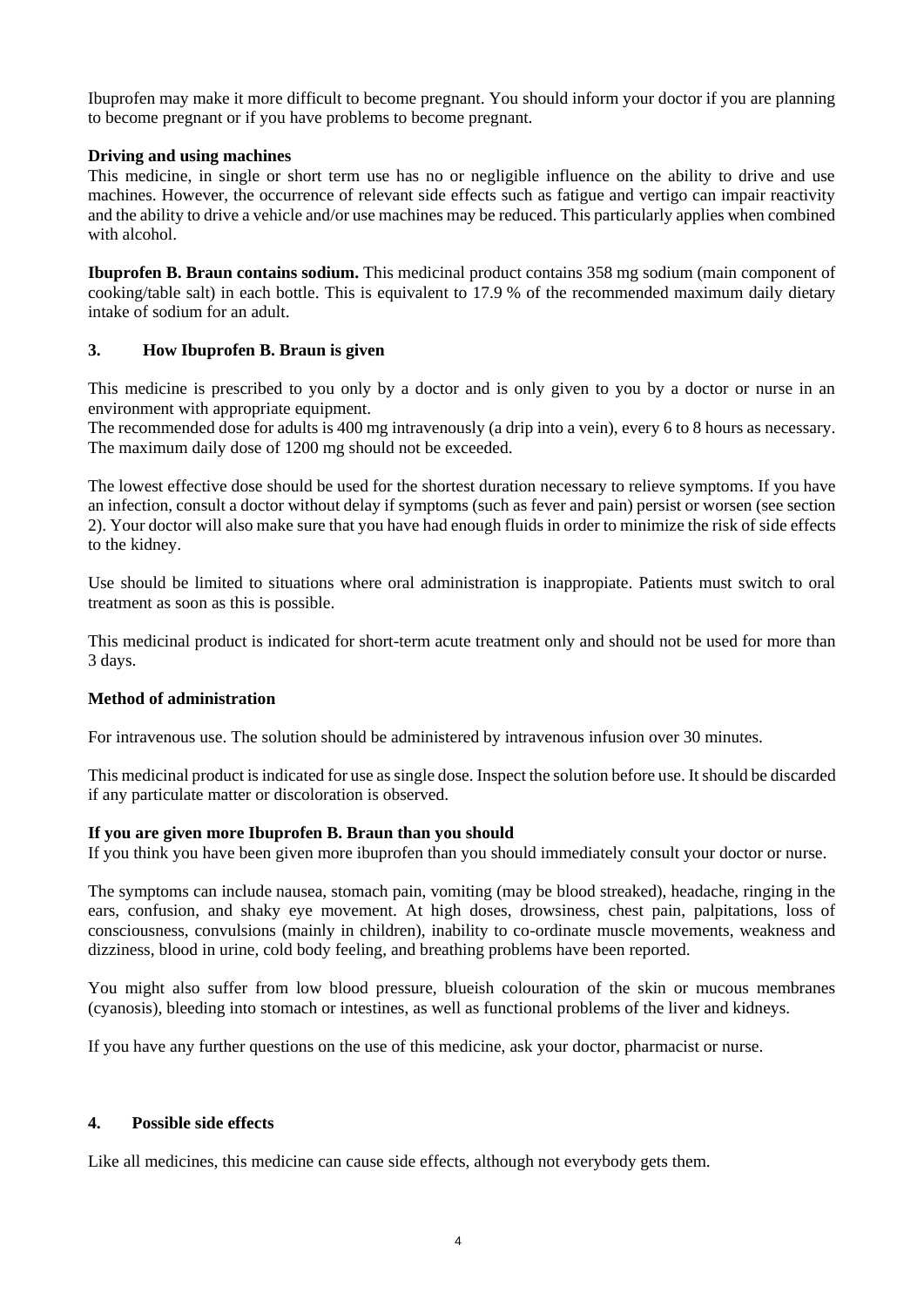Ibuprofen may make it more difficult to become pregnant. You should inform your doctor if you are planning to become pregnant or if you have problems to become pregnant.

**Driving and using machines**

This medicine, in single or short term use has no or negligible influence on the ability to drive and use machines. However, the occurrence of relevant side effects such as fatigue and vertigo can impair reactivity and the ability to drive a vehicle and/or use machines may be reduced. This particularly applies when combined with alcohol.

**Ibuprofen B. Braun contains sodium.** This medicinal product contains 358 mg sodium (main component of cooking/table salt) in each bottle. This is equivalent to 17.9 % of the recommended maximum daily dietary intake of sodium for an adult.

## 3. How Ibuprofen B. Braun is given

This medicine is prescribed to you only by a doctor and is only given to you by a doctor or nurse in an environment with appropriate equipment.

The recommended dose for adults is 400 mg intravenously (a drip into a vein), every 6 to 8 hours as necessary. The maximum daily dose of 1200 mg should not be exceeded.

The lowest effective dose should be used for the shortest duration necessary to relieve symptoms. If you have an infection, consult a doctor without delay if symptoms (such as fever and pain) persist or worsen (see section 2). Your doctor will also make sure that you have had enough fluids in order to minimize the risk of side effects to the kidney.

Use should be limited to situations where oral administration is inappropiate. Patients must switch to oral treatment as soon as this is possible.

This medicinal product is indicated for short-term acute treatment only and should not be used for more than 3 days.

**Method of administration**

For intravenous use. The solution should be administered by intravenous infusion over 30 minutes.

This medicinal product is indicated for use as single dose. Inspect the solution before use. It should be discarded if any particulate matter or discoloration is observed.

**If you are given more Ibuprofen B. Braun than you should**

If you think you have been given more ibuprofen than you should immediately consult your doctor or nurse.

The symptoms can include nausea, stomach pain, vomiting (may be blood streaked), headache, ringing in the ears, confusion, and shaky eye movement. At high doses, drowsiness, chest pain, palpitations, loss of consciousness, convulsions (mainly in children), inability to co-ordinate muscle movements, weakness and dizziness, blood in urine, cold body feeling, and breathing problems have been reported.

You might also suffer from low blood pressure, blueish colouration of the skin or mucous membranes (cyanosis), bleeding into stomach or intestines, as well as functional problems of the liver and kidneys.

If you have any further questions on the use of this medicine, ask your doctor, pharmacist or nurse.

## 4. Possible side effects

Like all medicines, this medicine can cause side effects, although not everybody gets them.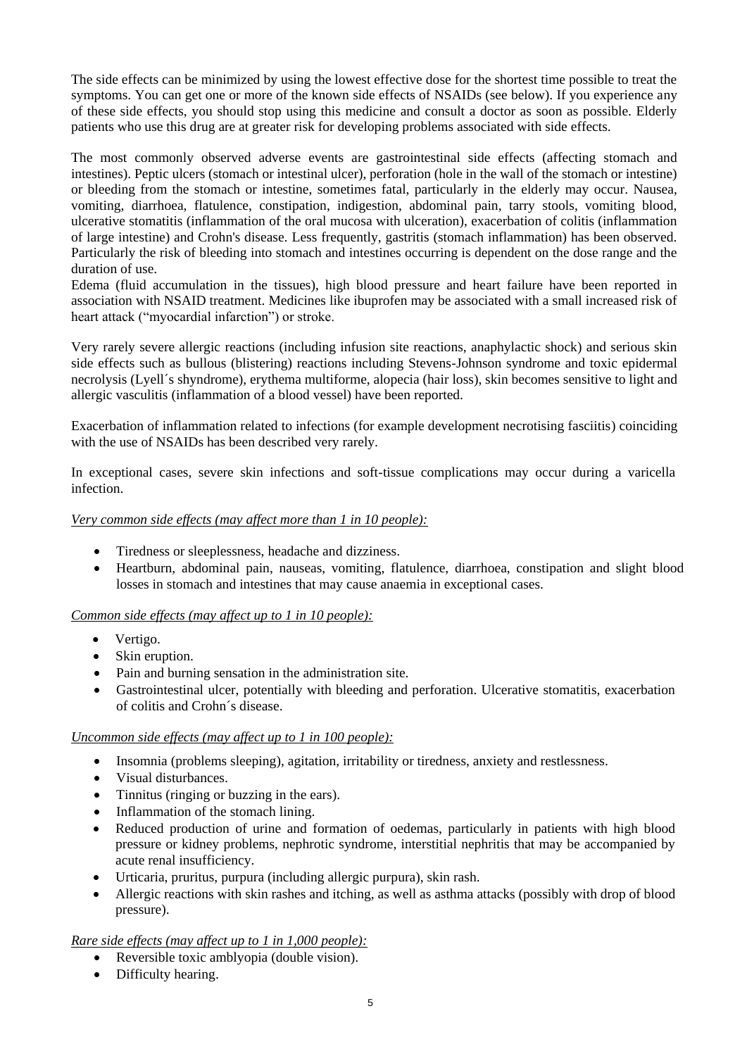The side effects can be minimized by using the lowest effective dose for the shortest time possible to treat the symptoms. You can get one or more of the known side effects of NSAIDs (see below). If you experience any of these side effects, you should stop using this medicine and consult a doctor as soon as possible. Elderly patients who use this drug are at greater risk for developing problems associated with side effects.

The most commonly observed adverse events are gastrointestinal side effects (affecting stomach and intestines). Peptic ulcers (stomach or intestinal ulcer), perforation (hole in the wall of the stomach or intestine) or bleeding from the stomach or intestine, sometimes fatal, particularly in the elderly may occur. Nausea, vomiting, diarrhoea, flatulence, constipation, indigestion, abdominal pain, tarry stools, vomiting blood, ulcerative stomatitis (inflammation of the oral mucosa with ulceration), exacerbation of colitis (inflammation of large intestine) and Crohn's disease. Less frequently, gastritis (stomach inflammation) has been observed. Particularly the risk of bleeding into stomach and intestines occurring is dependent on the dose range and the duration of use.
Edema (fluid accumulation in the tissues), high blood pressure and heart failure have been reported in association with NSAID treatment. Medicines like ibuprofen may be associated with a small increased risk of heart attack ("myocardial infarction") or stroke.

Very rarely severe allergic reactions (including infusion site reactions, anaphylactic shock) and serious skin side effects such as bullous (blistering) reactions including Stevens-Johnson syndrome and toxic epidermal necrolysis (Lyell´s shyndrome), erythema multiforme, alopecia (hair loss), skin becomes sensitive to light and allergic vasculitis (inflammation of a blood vessel) have been reported.

Exacerbation of inflammation related to infections (for example development necrotising fasciitis) coinciding with the use of NSAIDs has been described very rarely.

In exceptional cases, severe skin infections and soft-tissue complications may occur during a varicella infection.

*Very common side effects (may affect more than 1 in 10 people):*

- Tiredness or sleeplessness, headache and dizziness.
- Heartburn, abdominal pain, nauseas, vomiting, flatulence, diarrhoea, constipation and slight blood losses in stomach and intestines that may cause anaemia in exceptional cases.

*Common side effects (may affect up to 1 in 10 people):*

- Vertigo.
- Skin eruption.
- Pain and burning sensation in the administration site.
- Gastrointestinal ulcer, potentially with bleeding and perforation. Ulcerative stomatitis, exacerbation of colitis and Crohn´s disease.

*Uncommon side effects (may affect up to 1 in 100 people):*

- Insomnia (problems sleeping), agitation, irritability or tiredness, anxiety and restlessness.
- Visual disturbances.
- Tinnitus (ringing or buzzing in the ears).
- Inflammation of the stomach lining.
- Reduced production of urine and formation of oedemas, particularly in patients with high blood pressure or kidney problems, nephrotic syndrome, interstitial nephritis that may be accompanied by acute renal insufficiency.
- Urticaria, pruritus, purpura (including allergic purpura), skin rash.
- Allergic reactions with skin rashes and itching, as well as asthma attacks (possibly with drop of blood pressure).

*Rare side effects (may affect up to 1 in 1,000 people):*

- Reversible toxic amblyopia (double vision).
- Difficulty hearing.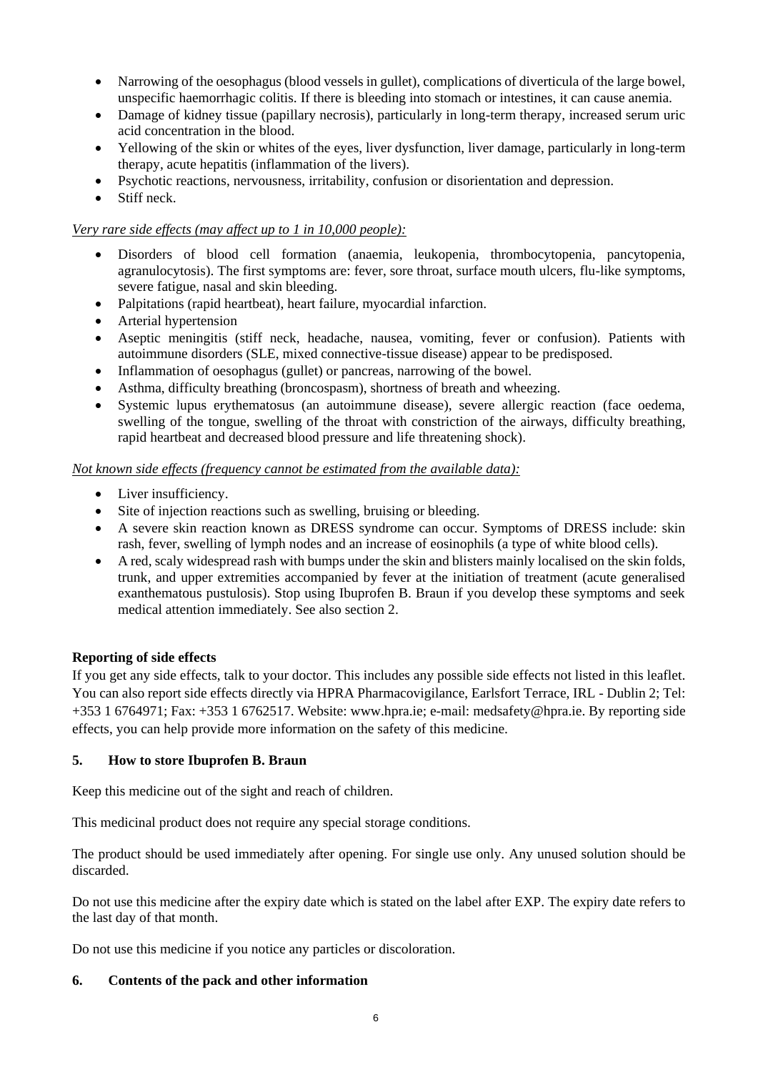- Narrowing of the oesophagus (blood vessels in gullet), complications of diverticula of the large bowel, unspecific haemorrhagic colitis. If there is bleeding into stomach or intestines, it can cause anemia.
- Damage of kidney tissue (papillary necrosis), particularly in long-term therapy, increased serum uric acid concentration in the blood.
- Yellowing of the skin or whites of the eyes, liver dysfunction, liver damage, particularly in long-term therapy, acute hepatitis (inflammation of the livers).
- Psychotic reactions, nervousness, irritability, confusion or disorientation and depression.
- Stiff neck.

_Very rare side effects (may affect up to 1 in 10,000 people):_

- Disorders of blood cell formation (anaemia, leukopenia, thrombocytopenia, pancytopenia, agranulocytosis). The first symptoms are: fever, sore throat, surface mouth ulcers, flu-like symptoms, severe fatigue, nasal and skin bleeding.
- Palpitations (rapid heartbeat), heart failure, myocardial infarction.
- Arterial hypertension
- Aseptic meningitis (stiff neck, headache, nausea, vomiting, fever or confusion). Patients with autoimmune disorders (SLE, mixed connective-tissue disease) appear to be predisposed.
- Inflammation of oesophagus (gullet) or pancreas, narrowing of the bowel.
- Asthma, difficulty breathing (broncospasm), shortness of breath and wheezing.
- Systemic lupus erythematosus (an autoimmune disease), severe allergic reaction (face oedema, swelling of the tongue, swelling of the throat with constriction of the airways, difficulty breathing, rapid heartbeat and decreased blood pressure and life threatening shock).

_Not known side effects (frequency cannot be estimated from the available data):_

- Liver insufficiency.
- Site of injection reactions such as swelling, bruising or bleeding.
- A severe skin reaction known as DRESS syndrome can occur. Symptoms of DRESS include: skin rash, fever, swelling of lymph nodes and an increase of eosinophils (a type of white blood cells).
- A red, scaly widespread rash with bumps under the skin and blisters mainly localised on the skin folds, trunk, and upper extremities accompanied by fever at the initiation of treatment (acute generalised exanthematous pustulosis). Stop using Ibuprofen B. Braun if you develop these symptoms and seek medical attention immediately. See also section 2.

**Reporting of side effects**

If you get any side effects, talk to your doctor. This includes any possible side effects not listed in this leaflet. You can also report side effects directly via HPRA Pharmacovigilance, Earlsfort Terrace, IRL - Dublin 2; Tel: +353 1 6764971; Fax: +353 1 6762517. Website: www.hpra.ie; e-mail: medsafety@hpra.ie. By reporting side effects, you can help provide more information on the safety of this medicine.

## 5. How to store Ibuprofen B. Braun

Keep this medicine out of the sight and reach of children.

This medicinal product does not require any special storage conditions.

The product should be used immediately after opening. For single use only. Any unused solution should be discarded.

Do not use this medicine after the expiry date which is stated on the label after EXP. The expiry date refers to the last day of that month.

Do not use this medicine if you notice any particles or discoloration.

## 6. Contents of the pack and other information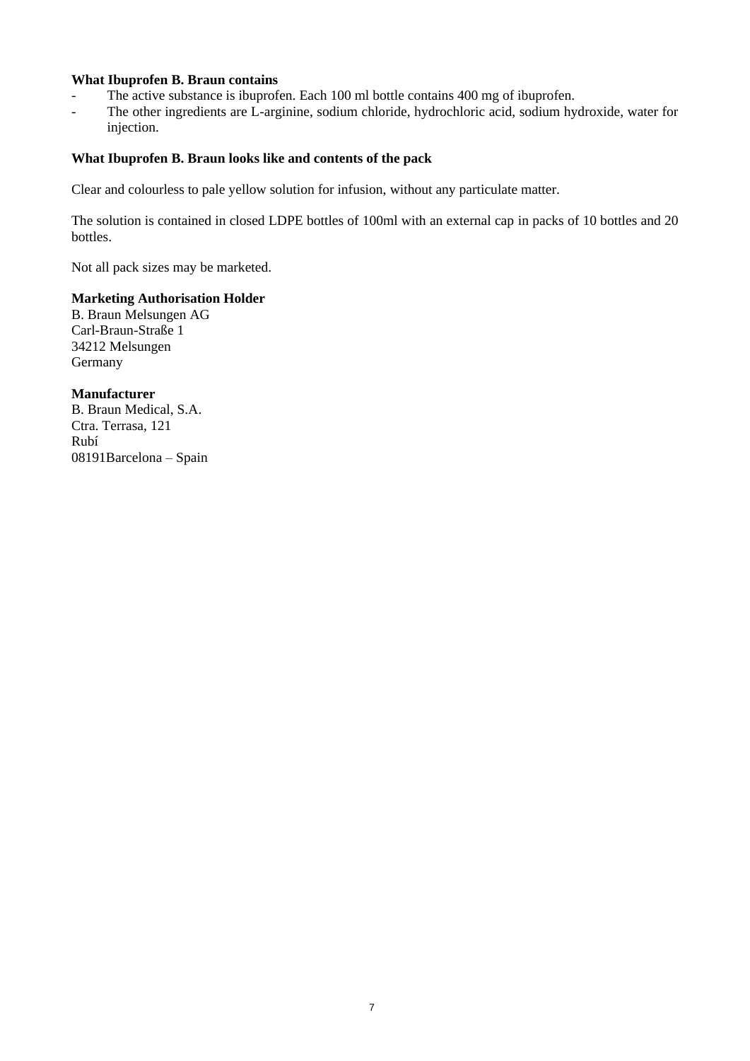**What Ibuprofen B. Braun contains**

- The active substance is ibuprofen. Each 100 ml bottle contains 400 mg of ibuprofen.
- The other ingredients are L-arginine, sodium chloride, hydrochloric acid, sodium hydroxide, water for injection.

**What Ibuprofen B. Braun looks like and contents of the pack**

Clear and colourless to pale yellow solution for infusion, without any particulate matter.

The solution is contained in closed LDPE bottles of 100ml with an external cap in packs of 10 bottles and 20 bottles.

Not all pack sizes may be marketed.

**Marketing Authorisation Holder**
B. Braun Melsungen AG
Carl-Braun-Straße 1
34212 Melsungen
Germany

**Manufacturer**
B. Braun Medical, S.A.
Ctra. Terrasa, 121
Rubí
08191Barcelona – Spain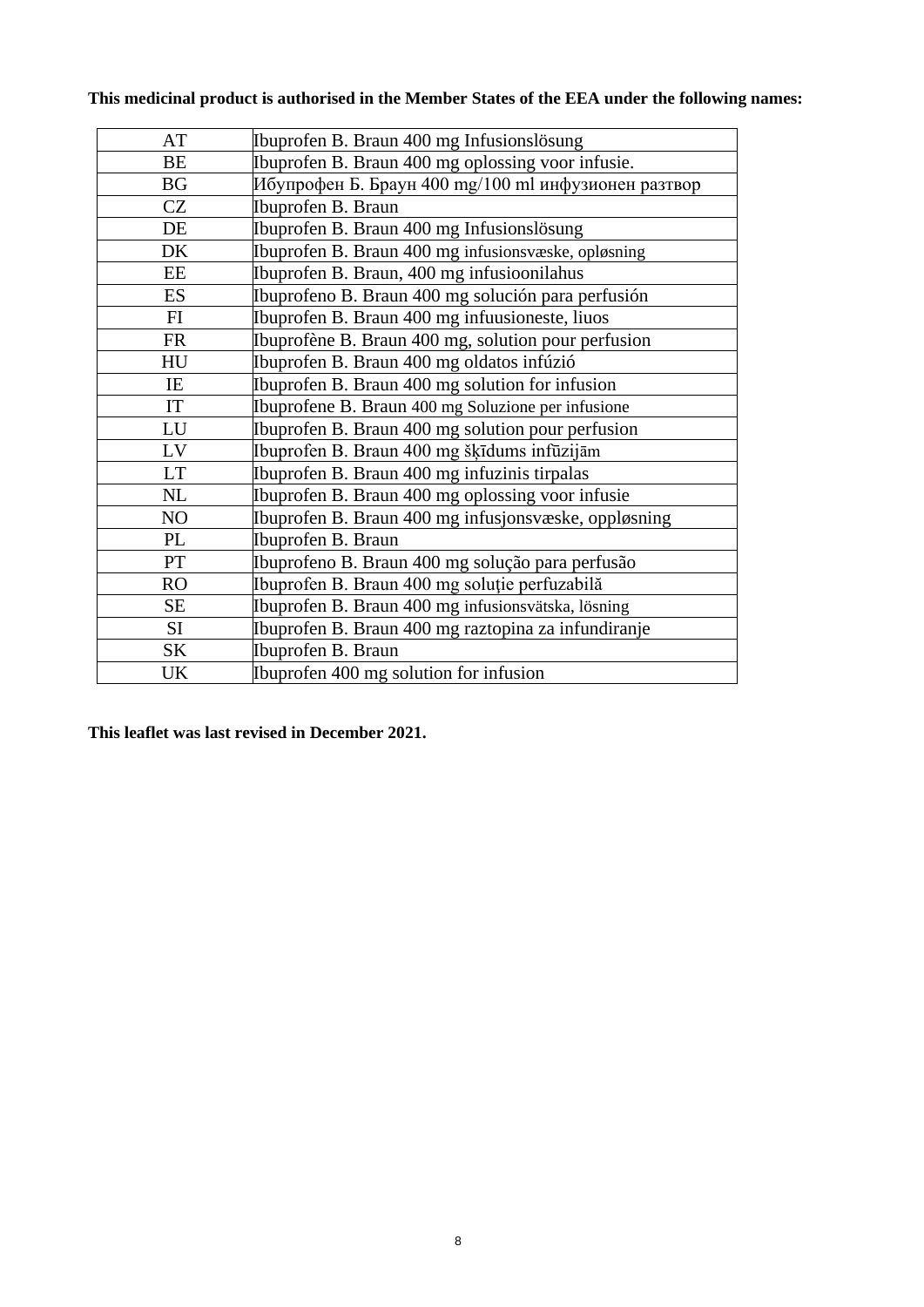**This medicinal product is authorised in the Member States of the EEA under the following names:**

| | |
|---|---|
| AT | Ibuprofen B. Braun 400 mg Infusionslösung |
| BE | Ibuprofen B. Braun 400 mg oplossing voor infusie. |
| BG | Ибупрофен Б. Браун 400 mg/100 ml инфузионен разтвор |
| CZ | Ibuprofen B. Braun |
| DE | Ibuprofen B. Braun 400 mg Infusionslösung |
| DK | Ibuprofen B. Braun 400 mg infusionsvæske, opløsning |
| EE | Ibuprofen B. Braun, 400 mg infusioonilahus |
| ES | Ibuprofeno B. Braun 400 mg solución para perfusión |
| FI | Ibuprofen B. Braun 400 mg infuusioneste, liuos |
| FR | Ibuprofène B. Braun 400 mg, solution pour perfusion |
| HU | Ibuprofen B. Braun 400 mg oldatos infúzió |
| IE | Ibuprofen B. Braun 400 mg solution for infusion |
| IT | Ibuprofene B. Braun 400 mg Soluzione per infusione |
| LU | Ibuprofen B. Braun 400 mg solution pour perfusion |
| LV | Ibuprofen B. Braun 400 mg šķīdums infūzijām |
| LT | Ibuprofen B. Braun 400 mg infuzinis tirpalas |
| NL | Ibuprofen B. Braun 400 mg oplossing voor infusie |
| NO | Ibuprofen B. Braun 400 mg infusjonsvæske, oppløsning |
| PL | Ibuprofen B. Braun |
| PT | Ibuprofeno B. Braun 400 mg solução para perfusão |
| RO | Ibuprofen B. Braun 400 mg soluţie perfuzabilă |
| SE | Ibuprofen B. Braun 400 mg infusionsvätska, lösning |
| SI | Ibuprofen B. Braun 400 mg raztopina za infundiranje |
| SK | Ibuprofen B. Braun |
| UK | Ibuprofen 400 mg solution for infusion |

**This leaflet was last revised in December 2021.**